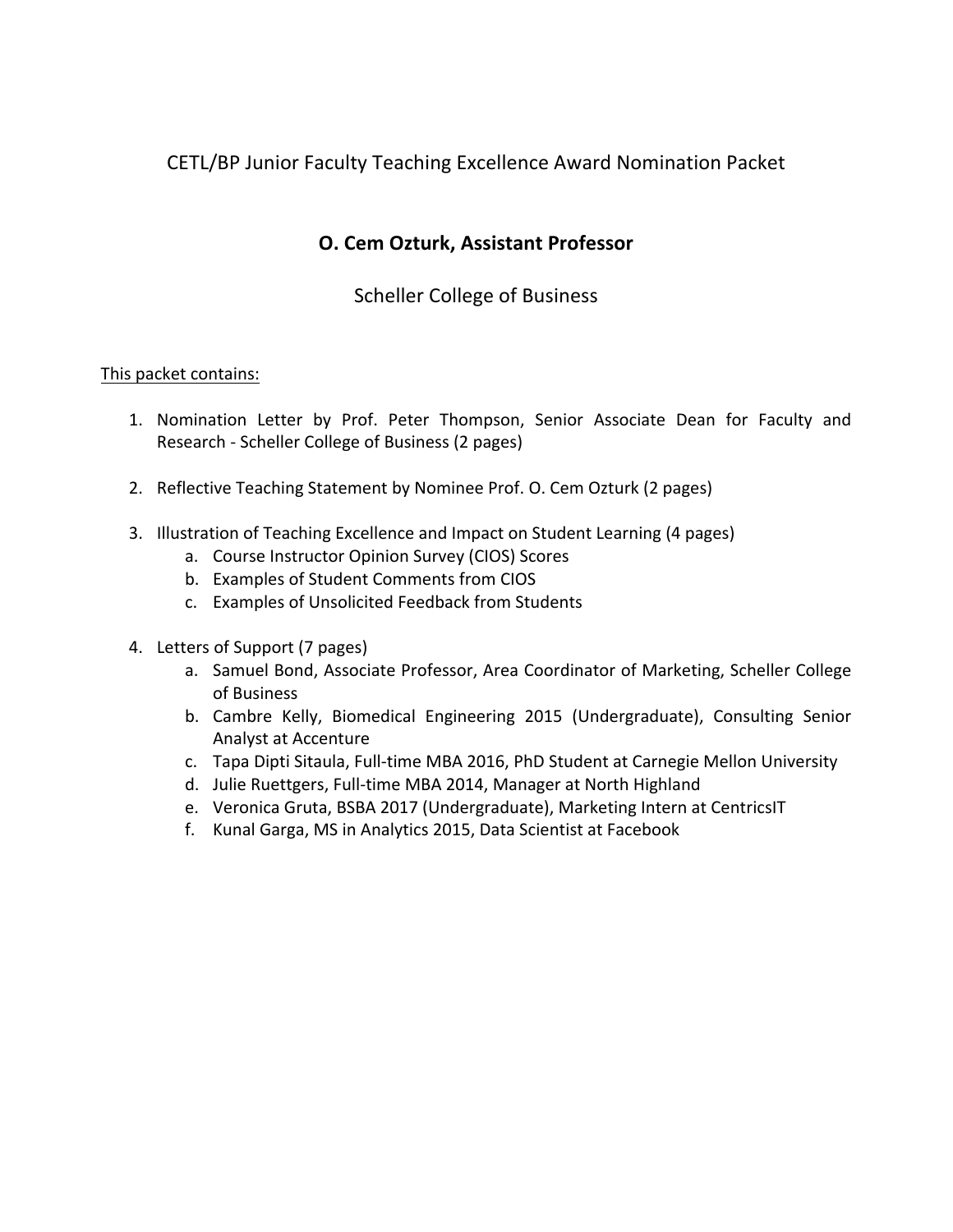# CETL/BP Junior Faculty Teaching Excellence Award Nomination Packet

## O. Cem Ozturk, Assistant Professor

Scheller College of Business

This packet contains:

1. Nomination Letter by Prof. Peter Thompson, Senior Associate Dean for Faculty and Research - Scheller College of Business (2 pages)

2. Reflective Teaching Statement by Nominee Prof. O. Cem Ozturk (2 pages)

3. Illustration of Teaching Excellence and Impact on Student Learning (4 pages)
   a. Course Instructor Opinion Survey (CIOS) Scores
   b. Examples of Student Comments from CIOS
   c. Examples of Unsolicited Feedback from Students

4. Letters of Support (7 pages)
   a. Samuel Bond, Associate Professor, Area Coordinator of Marketing, Scheller College of Business
   b. Cambre Kelly, Biomedical Engineering 2015 (Undergraduate), Consulting Senior Analyst at Accenture
   c. Tapa Dipti Sitaula, Full-time MBA 2016, PhD Student at Carnegie Mellon University
   d. Julie Ruettgers, Full-time MBA 2014, Manager at North Highland
   e. Veronica Gruta, BSBA 2017 (Undergraduate), Marketing Intern at CentricsIT
   f. Kunal Garga, MS in Analytics 2015, Data Scientist at Facebook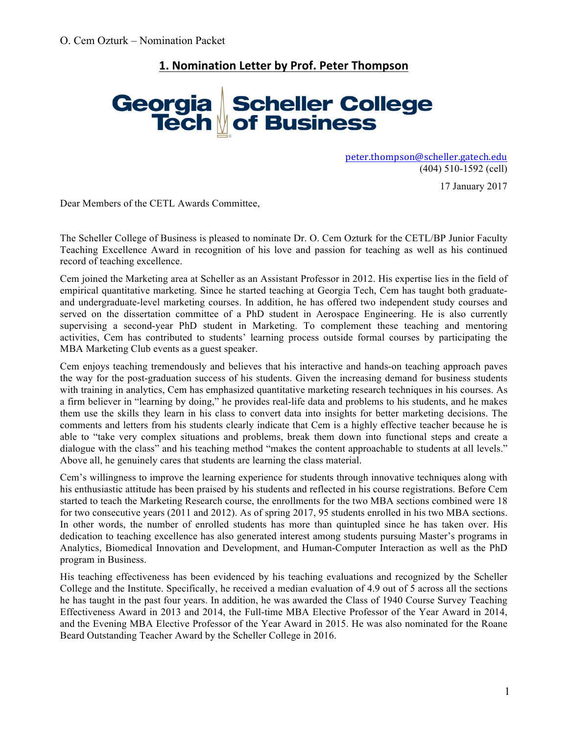## 1. Nomination Letter by Prof. Peter Thompson

Georgia Tech Scheller College of Business

peter.thompson@scheller.gatech.edu
(404) 510-1592 (cell)

17 January 2017

Dear Members of the CETL Awards Committee,

The Scheller College of Business is pleased to nominate Dr. O. Cem Ozturk for the CETL/BP Junior Faculty Teaching Excellence Award in recognition of his love and passion for teaching as well as his continued record of teaching excellence.

Cem joined the Marketing area at Scheller as an Assistant Professor in 2012. His expertise lies in the field of empirical quantitative marketing. Since he started teaching at Georgia Tech, Cem has taught both graduate- and undergraduate-level marketing courses. In addition, he has offered two independent study courses and served on the dissertation committee of a PhD student in Aerospace Engineering. He is also currently supervising a second-year PhD student in Marketing. To complement these teaching and mentoring activities, Cem has contributed to students' learning process outside formal courses by participating the MBA Marketing Club events as a guest speaker.

Cem enjoys teaching tremendously and believes that his interactive and hands-on teaching approach paves the way for the post-graduation success of his students. Given the increasing demand for business students with training in analytics, Cem has emphasized quantitative marketing research techniques in his courses. As a firm believer in "learning by doing," he provides real-life data and problems to his students, and he makes them use the skills they learn in his class to convert data into insights for better marketing decisions. The comments and letters from his students clearly indicate that Cem is a highly effective teacher because he is able to "take very complex situations and problems, break them down into functional steps and create a dialogue with the class" and his teaching method "makes the content approachable to students at all levels." Above all, he genuinely cares that students are learning the class material.

Cem's willingness to improve the learning experience for students through innovative techniques along with his enthusiastic attitude has been praised by his students and reflected in his course registrations. Before Cem started to teach the Marketing Research course, the enrollments for the two MBA sections combined were 18 for two consecutive years (2011 and 2012). As of spring 2017, 95 students enrolled in his two MBA sections. In other words, the number of enrolled students has more than quintupled since he has taken over. His dedication to teaching excellence has also generated interest among students pursuing Master's programs in Analytics, Biomedical Innovation and Development, and Human-Computer Interaction as well as the PhD program in Business.

His teaching effectiveness has been evidenced by his teaching evaluations and recognized by the Scheller College and the Institute. Specifically, he received a median evaluation of 4.9 out of 5 across all the sections he has taught in the past four years. In addition, he was awarded the Class of 1940 Course Survey Teaching Effectiveness Award in 2013 and 2014, the Full-time MBA Elective Professor of the Year Award in 2014, and the Evening MBA Elective Professor of the Year Award in 2015. He was also nominated for the Roane Beard Outstanding Teacher Award by the Scheller College in 2016.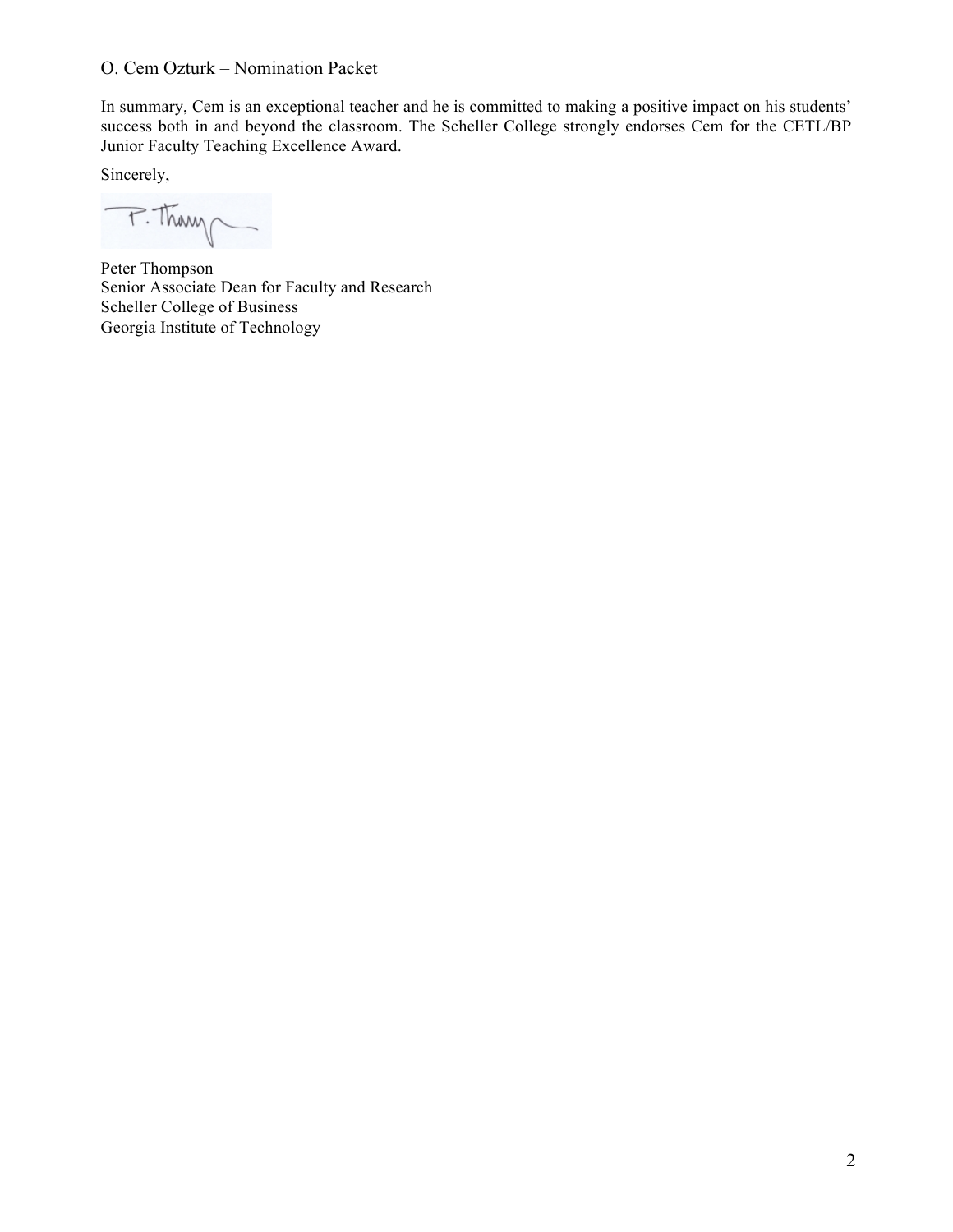In summary, Cem is an exceptional teacher and he is committed to making a positive impact on his students' success both in and beyond the classroom. The Scheller College strongly endorses Cem for the CETL/BP Junior Faculty Teaching Excellence Award.

Sincerely,

Peter Thompson  
Senior Associate Dean for Faculty and Research  
Scheller College of Business  
Georgia Institute of Technology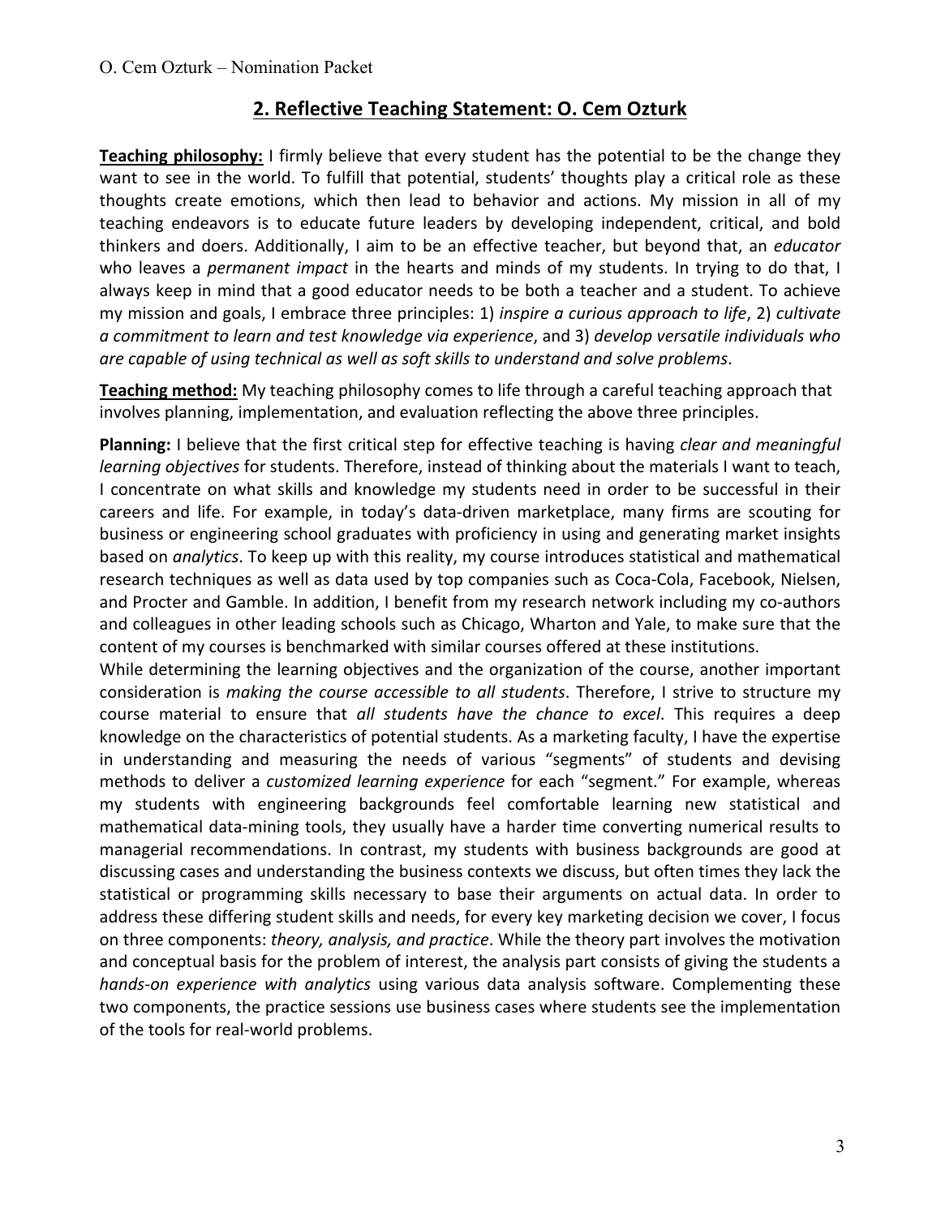## 2. Reflective Teaching Statement: O. Cem Ozturk

**Teaching philosophy:** I firmly believe that every student has the potential to be the change they want to see in the world. To fulfill that potential, students' thoughts play a critical role as these thoughts create emotions, which then lead to behavior and actions. My mission in all of my teaching endeavors is to educate future leaders by developing independent, critical, and bold thinkers and doers. Additionally, I aim to be an effective teacher, but beyond that, an *educator* who leaves a *permanent impact* in the hearts and minds of my students. In trying to do that, I always keep in mind that a good educator needs to be both a teacher and a student. To achieve my mission and goals, I embrace three principles: 1) *inspire a curious approach to life*, 2) *cultivate a commitment to learn and test knowledge via experience*, and 3) *develop versatile individuals who are capable of using technical as well as soft skills to understand and solve problems*.

**Teaching method:** My teaching philosophy comes to life through a careful teaching approach that involves planning, implementation, and evaluation reflecting the above three principles.

**Planning:** I believe that the first critical step for effective teaching is having *clear and meaningful learning objectives* for students. Therefore, instead of thinking about the materials I want to teach, I concentrate on what skills and knowledge my students need in order to be successful in their careers and life. For example, in today's data-driven marketplace, many firms are scouting for business or engineering school graduates with proficiency in using and generating market insights based on *analytics*. To keep up with this reality, my course introduces statistical and mathematical research techniques as well as data used by top companies such as Coca-Cola, Facebook, Nielsen, and Procter and Gamble. In addition, I benefit from my research network including my co-authors and colleagues in other leading schools such as Chicago, Wharton and Yale, to make sure that the content of my courses is benchmarked with similar courses offered at these institutions.

While determining the learning objectives and the organization of the course, another important consideration is *making the course accessible to all students*. Therefore, I strive to structure my course material to ensure that *all students have the chance to excel*. This requires a deep knowledge on the characteristics of potential students. As a marketing faculty, I have the expertise in understanding and measuring the needs of various "segments" of students and devising methods to deliver a *customized learning experience* for each "segment." For example, whereas my students with engineering backgrounds feel comfortable learning new statistical and mathematical data-mining tools, they usually have a harder time converting numerical results to managerial recommendations. In contrast, my students with business backgrounds are good at discussing cases and understanding the business contexts we discuss, but often times they lack the statistical or programming skills necessary to base their arguments on actual data. In order to address these differing student skills and needs, for every key marketing decision we cover, I focus on three components: *theory, analysis, and practice*. While the theory part involves the motivation and conceptual basis for the problem of interest, the analysis part consists of giving the students a *hands-on experience with analytics* using various data analysis software. Complementing these two components, the practice sessions use business cases where students see the implementation of the tools for real-world problems.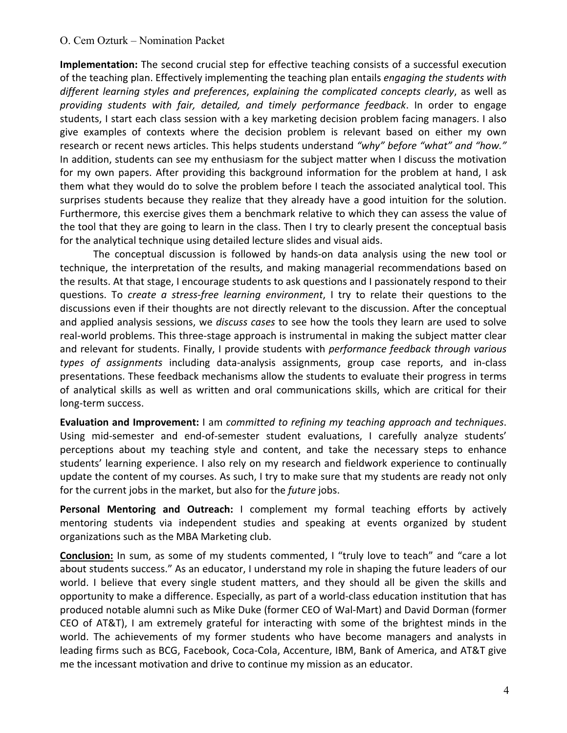**Implementation:** The second crucial step for effective teaching consists of a successful execution of the teaching plan. Effectively implementing the teaching plan entails *engaging the students with different learning styles and preferences*, *explaining the complicated concepts clearly*, as well as *providing students with fair, detailed, and timely performance feedback*. In order to engage students, I start each class session with a key marketing decision problem facing managers. I also give examples of contexts where the decision problem is relevant based on either my own research or recent news articles. This helps students understand *"why" before "what" and "how."* In addition, students can see my enthusiasm for the subject matter when I discuss the motivation for my own papers. After providing this background information for the problem at hand, I ask them what they would do to solve the problem before I teach the associated analytical tool. This surprises students because they realize that they already have a good intuition for the solution. Furthermore, this exercise gives them a benchmark relative to which they can assess the value of the tool that they are going to learn in the class. Then I try to clearly present the conceptual basis for the analytical technique using detailed lecture slides and visual aids.

The conceptual discussion is followed by hands-on data analysis using the new tool or technique, the interpretation of the results, and making managerial recommendations based on the results. At that stage, I encourage students to ask questions and I passionately respond to their questions. To *create a stress-free learning environment*, I try to relate their questions to the discussions even if their thoughts are not directly relevant to the discussion. After the conceptual and applied analysis sessions, we *discuss cases* to see how the tools they learn are used to solve real-world problems. This three-stage approach is instrumental in making the subject matter clear and relevant for students. Finally, I provide students with *performance feedback through various types of assignments* including data-analysis assignments, group case reports, and in-class presentations. These feedback mechanisms allow the students to evaluate their progress in terms of analytical skills as well as written and oral communications skills, which are critical for their long-term success.

**Evaluation and Improvement:** I am *committed to refining my teaching approach and techniques*. Using mid-semester and end-of-semester student evaluations, I carefully analyze students' perceptions about my teaching style and content, and take the necessary steps to enhance students' learning experience. I also rely on my research and fieldwork experience to continually update the content of my courses. As such, I try to make sure that my students are ready not only for the current jobs in the market, but also for the *future* jobs.

**Personal Mentoring and Outreach:** I complement my formal teaching efforts by actively mentoring students via independent studies and speaking at events organized by student organizations such as the MBA Marketing club.

**Conclusion:** In sum, as some of my students commented, I "truly love to teach" and "care a lot about students success." As an educator, I understand my role in shaping the future leaders of our world. I believe that every single student matters, and they should all be given the skills and opportunity to make a difference. Especially, as part of a world-class education institution that has produced notable alumni such as Mike Duke (former CEO of Wal-Mart) and David Dorman (former CEO of AT&T), I am extremely grateful for interacting with some of the brightest minds in the world. The achievements of my former students who have become managers and analysts in leading firms such as BCG, Facebook, Coca-Cola, Accenture, IBM, Bank of America, and AT&T give me the incessant motivation and drive to continue my mission as an educator.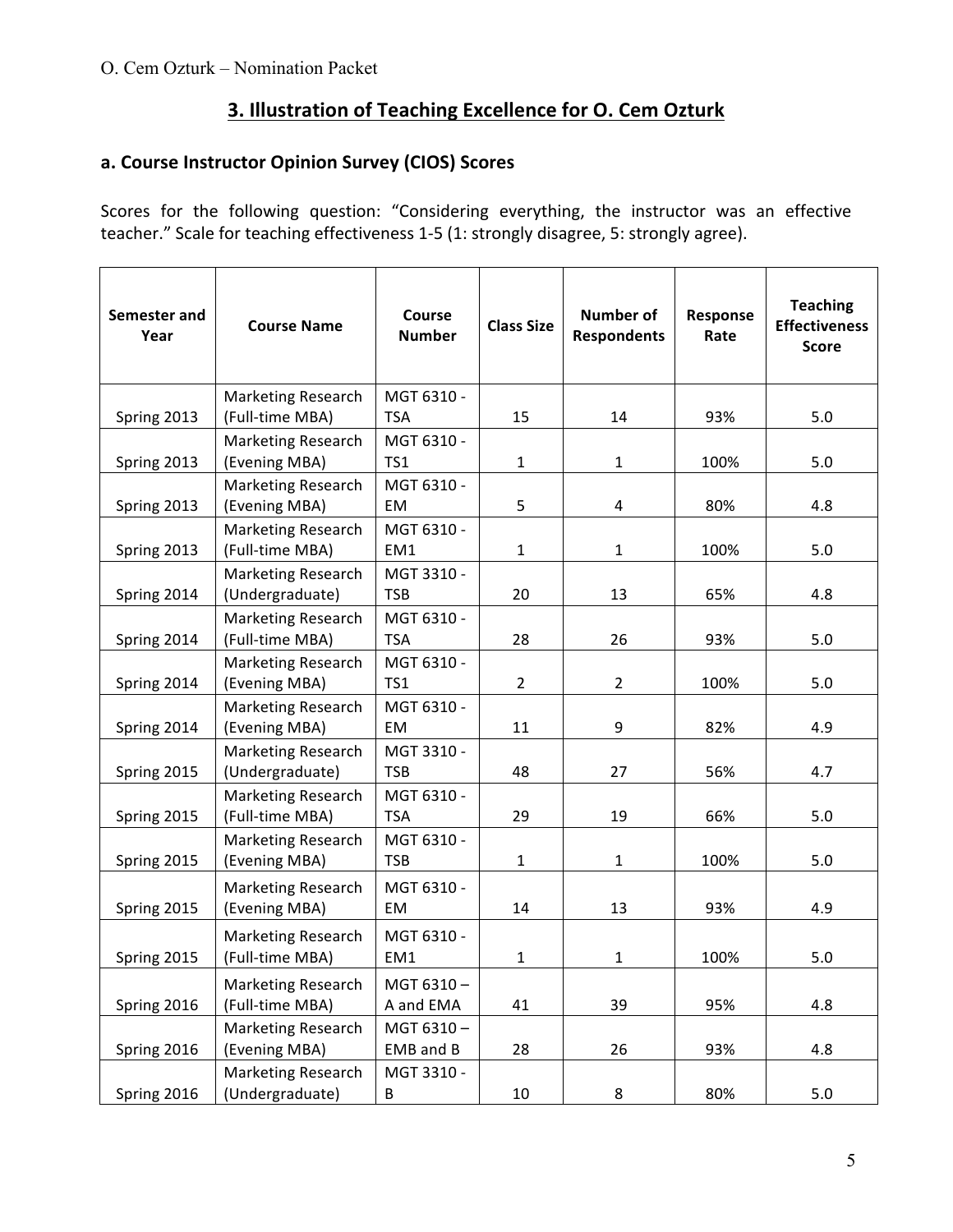## 3. Illustration of Teaching Excellence for O. Cem Ozturk

### a. Course Instructor Opinion Survey (CIOS) Scores

Scores for the following question: "Considering everything, the instructor was an effective teacher." Scale for teaching effectiveness 1-5 (1: strongly disagree, 5: strongly agree).

| Semester and Year | Course Name | Course Number | Class Size | Number of Respondents | Response Rate | Teaching Effectiveness Score |
|---|---|---|---|---|---|---|
| Spring 2013 | Marketing Research (Full-time MBA) | MGT 6310 - TSA | 15 | 14 | 93% | 5.0 |
| Spring 2013 | Marketing Research (Evening MBA) | MGT 6310 - TS1 | 1 | 1 | 100% | 5.0 |
| Spring 2013 | Marketing Research (Evening MBA) | MGT 6310 - EM | 5 | 4 | 80% | 4.8 |
| Spring 2013 | Marketing Research (Full-time MBA) | MGT 6310 - EM1 | 1 | 1 | 100% | 5.0 |
| Spring 2014 | Marketing Research (Undergraduate) | MGT 3310 - TSB | 20 | 13 | 65% | 4.8 |
| Spring 2014 | Marketing Research (Full-time MBA) | MGT 6310 - TSA | 28 | 26 | 93% | 5.0 |
| Spring 2014 | Marketing Research (Evening MBA) | MGT 6310 - TS1 | 2 | 2 | 100% | 5.0 |
| Spring 2014 | Marketing Research (Evening MBA) | MGT 6310 - EM | 11 | 9 | 82% | 4.9 |
| Spring 2015 | Marketing Research (Undergraduate) | MGT 3310 - TSB | 48 | 27 | 56% | 4.7 |
| Spring 2015 | Marketing Research (Full-time MBA) | MGT 6310 - TSA | 29 | 19 | 66% | 5.0 |
| Spring 2015 | Marketing Research (Evening MBA) | MGT 6310 - TSB | 1 | 1 | 100% | 5.0 |
| Spring 2015 | Marketing Research (Evening MBA) | MGT 6310 - EM | 14 | 13 | 93% | 4.9 |
| Spring 2015 | Marketing Research (Full-time MBA) | MGT 6310 - EM1 | 1 | 1 | 100% | 5.0 |
| Spring 2016 | Marketing Research (Full-time MBA) | MGT 6310 – A and EMA | 41 | 39 | 95% | 4.8 |
| Spring 2016 | Marketing Research (Evening MBA) | MGT 6310 – EMB and B | 28 | 26 | 93% | 4.8 |
| Spring 2016 | Marketing Research (Undergraduate) | MGT 3310 - B | 10 | 8 | 80% | 5.0 |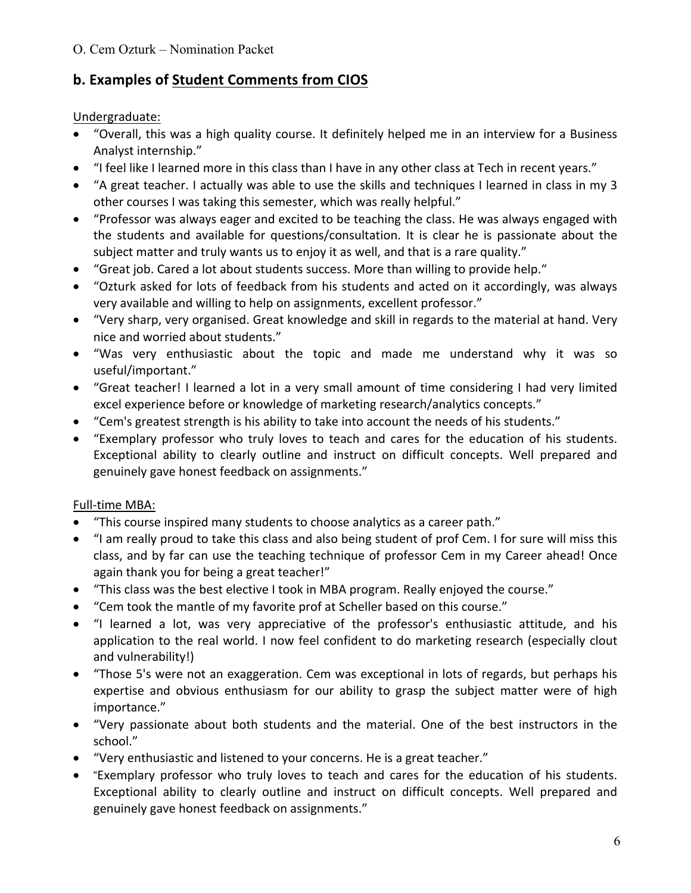## b. Examples of <u>Student Comments from CIOS</u>

<u>Undergraduate:</u>

- "Overall, this was a high quality course. It definitely helped me in an interview for a Business Analyst internship."
- "I feel like I learned more in this class than I have in any other class at Tech in recent years."
- "A great teacher. I actually was able to use the skills and techniques I learned in class in my 3 other courses I was taking this semester, which was really helpful."
- "Professor was always eager and excited to be teaching the class. He was always engaged with the students and available for questions/consultation. It is clear he is passionate about the subject matter and truly wants us to enjoy it as well, and that is a rare quality."
- "Great job. Cared a lot about students success. More than willing to provide help."
- "Ozturk asked for lots of feedback from his students and acted on it accordingly, was always very available and willing to help on assignments, excellent professor."
- "Very sharp, very organised. Great knowledge and skill in regards to the material at hand. Very nice and worried about students."
- "Was very enthusiastic about the topic and made me understand why it was so useful/important."
- "Great teacher! I learned a lot in a very small amount of time considering I had very limited excel experience before or knowledge of marketing research/analytics concepts."
- "Cem's greatest strength is his ability to take into account the needs of his students."
- "Exemplary professor who truly loves to teach and cares for the education of his students. Exceptional ability to clearly outline and instruct on difficult concepts. Well prepared and genuinely gave honest feedback on assignments."

<u>Full-time MBA:</u>

- "This course inspired many students to choose analytics as a career path."
- "I am really proud to take this class and also being student of prof Cem. I for sure will miss this class, and by far can use the teaching technique of professor Cem in my Career ahead! Once again thank you for being a great teacher!"
- "This class was the best elective I took in MBA program. Really enjoyed the course."
- "Cem took the mantle of my favorite prof at Scheller based on this course."
- "I learned a lot, was very appreciative of the professor's enthusiastic attitude, and his application to the real world. I now feel confident to do marketing research (especially clout and vulnerability!)
- "Those 5's were not an exaggeration. Cem was exceptional in lots of regards, but perhaps his expertise and obvious enthusiasm for our ability to grasp the subject matter were of high importance."
- "Very passionate about both students and the material. One of the best instructors in the school."
- "Very enthusiastic and listened to your concerns. He is a great teacher."
- "Exemplary professor who truly loves to teach and cares for the education of his students. Exceptional ability to clearly outline and instruct on difficult concepts. Well prepared and genuinely gave honest feedback on assignments."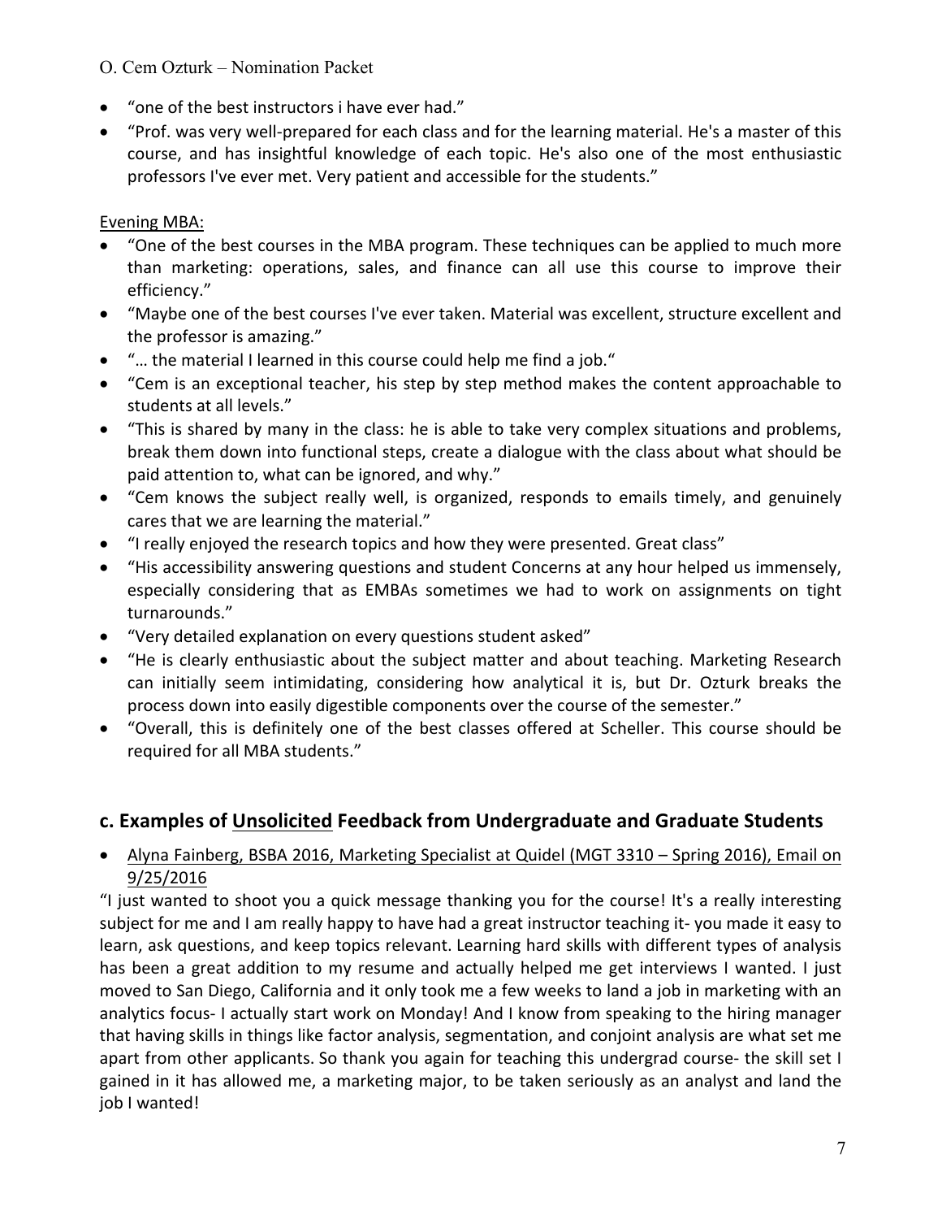- "one of the best instructors i have ever had."
- "Prof. was very well-prepared for each class and for the learning material. He's a master of this course, and has insightful knowledge of each topic. He's also one of the most enthusiastic professors I've ever met. Very patient and accessible for the students."

Evening MBA:

- "One of the best courses in the MBA program. These techniques can be applied to much more than marketing: operations, sales, and finance can all use this course to improve their efficiency."
- "Maybe one of the best courses I've ever taken. Material was excellent, structure excellent and the professor is amazing."
- "… the material I learned in this course could help me find a job."
- "Cem is an exceptional teacher, his step by step method makes the content approachable to students at all levels."
- "This is shared by many in the class: he is able to take very complex situations and problems, break them down into functional steps, create a dialogue with the class about what should be paid attention to, what can be ignored, and why."
- "Cem knows the subject really well, is organized, responds to emails timely, and genuinely cares that we are learning the material."
- "I really enjoyed the research topics and how they were presented. Great class"
- "His accessibility answering questions and student Concerns at any hour helped us immensely, especially considering that as EMBAs sometimes we had to work on assignments on tight turnarounds."
- "Very detailed explanation on every questions student asked"
- "He is clearly enthusiastic about the subject matter and about teaching. Marketing Research can initially seem intimidating, considering how analytical it is, but Dr. Ozturk breaks the process down into easily digestible components over the course of the semester."
- "Overall, this is definitely one of the best classes offered at Scheller. This course should be required for all MBA students."

## c. Examples of Unsolicited Feedback from Undergraduate and Graduate Students

- Alyna Fainberg, BSBA 2016, Marketing Specialist at Quidel (MGT 3310 – Spring 2016), Email on 9/25/2016

"I just wanted to shoot you a quick message thanking you for the course! It's a really interesting subject for me and I am really happy to have had a great instructor teaching it- you made it easy to learn, ask questions, and keep topics relevant. Learning hard skills with different types of analysis has been a great addition to my resume and actually helped me get interviews I wanted. I just moved to San Diego, California and it only took me a few weeks to land a job in marketing with an analytics focus- I actually start work on Monday! And I know from speaking to the hiring manager that having skills in things like factor analysis, segmentation, and conjoint analysis are what set me apart from other applicants. So thank you again for teaching this undergrad course- the skill set I gained in it has allowed me, a marketing major, to be taken seriously as an analyst and land the job I wanted!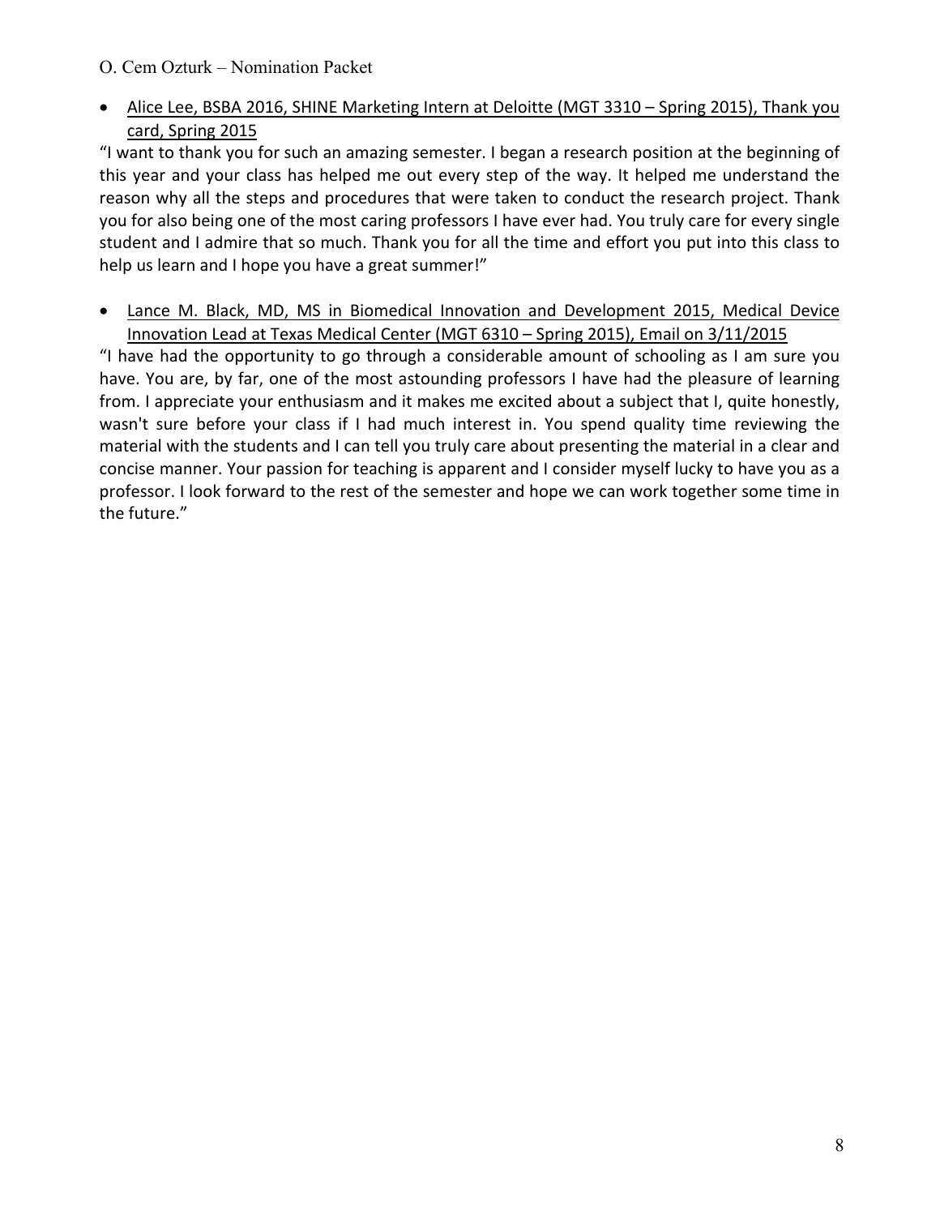- Alice Lee, BSBA 2016, SHINE Marketing Intern at Deloitte (MGT 3310 – Spring 2015), Thank you card, Spring 2015

"I want to thank you for such an amazing semester. I began a research position at the beginning of this year and your class has helped me out every step of the way. It helped me understand the reason why all the steps and procedures that were taken to conduct the research project. Thank you for also being one of the most caring professors I have ever had. You truly care for every single student and I admire that so much. Thank you for all the time and effort you put into this class to help us learn and I hope you have a great summer!"

- Lance M. Black, MD, MS in Biomedical Innovation and Development 2015, Medical Device Innovation Lead at Texas Medical Center (MGT 6310 – Spring 2015), Email on 3/11/2015

"I have had the opportunity to go through a considerable amount of schooling as I am sure you have. You are, by far, one of the most astounding professors I have had the pleasure of learning from. I appreciate your enthusiasm and it makes me excited about a subject that I, quite honestly, wasn't sure before your class if I had much interest in. You spend quality time reviewing the material with the students and I can tell you truly care about presenting the material in a clear and concise manner. Your passion for teaching is apparent and I consider myself lucky to have you as a professor. I look forward to the rest of the semester and hope we can work together some time in the future."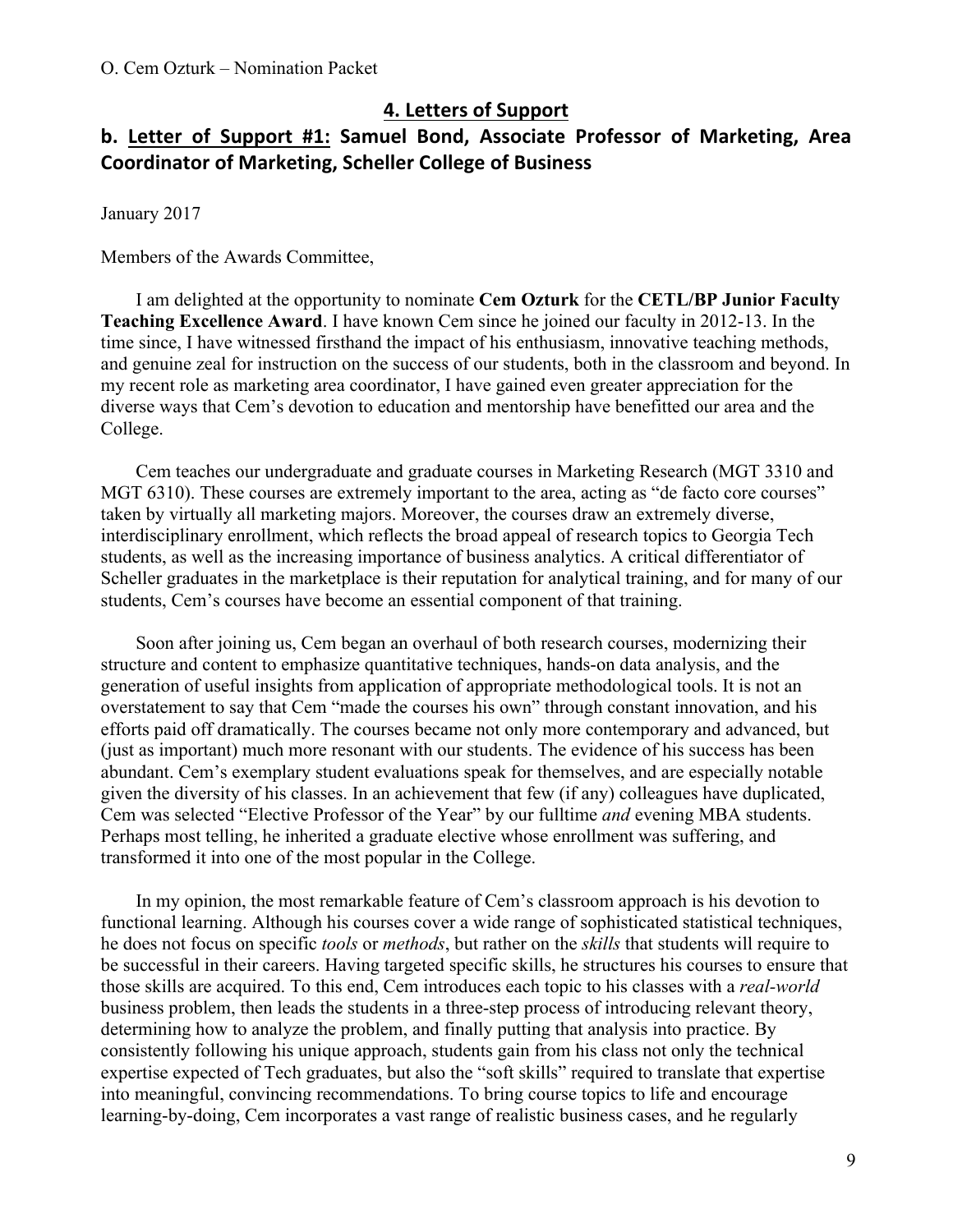## 4. Letters of Support

### b. Letter of Support #1: Samuel Bond, Associate Professor of Marketing, Area Coordinator of Marketing, Scheller College of Business

January 2017

Members of the Awards Committee,

I am delighted at the opportunity to nominate **Cem Ozturk** for the **CETL/BP Junior Faculty Teaching Excellence Award**. I have known Cem since he joined our faculty in 2012-13. In the time since, I have witnessed firsthand the impact of his enthusiasm, innovative teaching methods, and genuine zeal for instruction on the success of our students, both in the classroom and beyond. In my recent role as marketing area coordinator, I have gained even greater appreciation for the diverse ways that Cem's devotion to education and mentorship have benefitted our area and the College.

Cem teaches our undergraduate and graduate courses in Marketing Research (MGT 3310 and MGT 6310). These courses are extremely important to the area, acting as "de facto core courses" taken by virtually all marketing majors. Moreover, the courses draw an extremely diverse, interdisciplinary enrollment, which reflects the broad appeal of research topics to Georgia Tech students, as well as the increasing importance of business analytics. A critical differentiator of Scheller graduates in the marketplace is their reputation for analytical training, and for many of our students, Cem's courses have become an essential component of that training.

Soon after joining us, Cem began an overhaul of both research courses, modernizing their structure and content to emphasize quantitative techniques, hands-on data analysis, and the generation of useful insights from application of appropriate methodological tools. It is not an overstatement to say that Cem "made the courses his own" through constant innovation, and his efforts paid off dramatically. The courses became not only more contemporary and advanced, but (just as important) much more resonant with our students. The evidence of his success has been abundant. Cem's exemplary student evaluations speak for themselves, and are especially notable given the diversity of his classes. In an achievement that few (if any) colleagues have duplicated, Cem was selected "Elective Professor of the Year" by our fulltime *and* evening MBA students. Perhaps most telling, he inherited a graduate elective whose enrollment was suffering, and transformed it into one of the most popular in the College.

In my opinion, the most remarkable feature of Cem's classroom approach is his devotion to functional learning. Although his courses cover a wide range of sophisticated statistical techniques, he does not focus on specific *tools* or *methods*, but rather on the *skills* that students will require to be successful in their careers. Having targeted specific skills, he structures his courses to ensure that those skills are acquired. To this end, Cem introduces each topic to his classes with a *real-world* business problem, then leads the students in a three-step process of introducing relevant theory, determining how to analyze the problem, and finally putting that analysis into practice. By consistently following his unique approach, students gain from his class not only the technical expertise expected of Tech graduates, but also the "soft skills" required to translate that expertise into meaningful, convincing recommendations. To bring course topics to life and encourage learning-by-doing, Cem incorporates a vast range of realistic business cases, and he regularly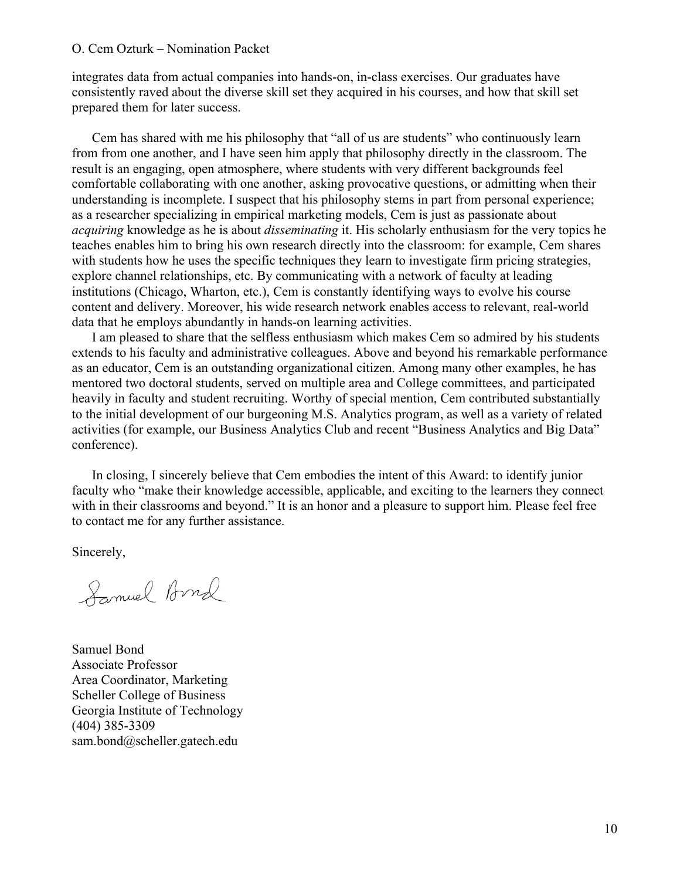integrates data from actual companies into hands-on, in-class exercises. Our graduates have consistently raved about the diverse skill set they acquired in his courses, and how that skill set prepared them for later success.

Cem has shared with me his philosophy that "all of us are students" who continuously learn from from one another, and I have seen him apply that philosophy directly in the classroom. The result is an engaging, open atmosphere, where students with very different backgrounds feel comfortable collaborating with one another, asking provocative questions, or admitting when their understanding is incomplete. I suspect that his philosophy stems in part from personal experience; as a researcher specializing in empirical marketing models, Cem is just as passionate about *acquiring* knowledge as he is about *disseminating* it. His scholarly enthusiasm for the very topics he teaches enables him to bring his own research directly into the classroom: for example, Cem shares with students how he uses the specific techniques they learn to investigate firm pricing strategies, explore channel relationships, etc. By communicating with a network of faculty at leading institutions (Chicago, Wharton, etc.), Cem is constantly identifying ways to evolve his course content and delivery. Moreover, his wide research network enables access to relevant, real-world data that he employs abundantly in hands-on learning activities.

I am pleased to share that the selfless enthusiasm which makes Cem so admired by his students extends to his faculty and administrative colleagues. Above and beyond his remarkable performance as an educator, Cem is an outstanding organizational citizen. Among many other examples, he has mentored two doctoral students, served on multiple area and College committees, and participated heavily in faculty and student recruiting. Worthy of special mention, Cem contributed substantially to the initial development of our burgeoning M.S. Analytics program, as well as a variety of related activities (for example, our Business Analytics Club and recent "Business Analytics and Big Data" conference).

In closing, I sincerely believe that Cem embodies the intent of this Award: to identify junior faculty who "make their knowledge accessible, applicable, and exciting to the learners they connect with in their classrooms and beyond." It is an honor and a pleasure to support him. Please feel free to contact me for any further assistance.

Sincerely,

Samuel Bond

Samuel Bond
Associate Professor
Area Coordinator, Marketing
Scheller College of Business
Georgia Institute of Technology
(404) 385-3309
sam.bond@scheller.gatech.edu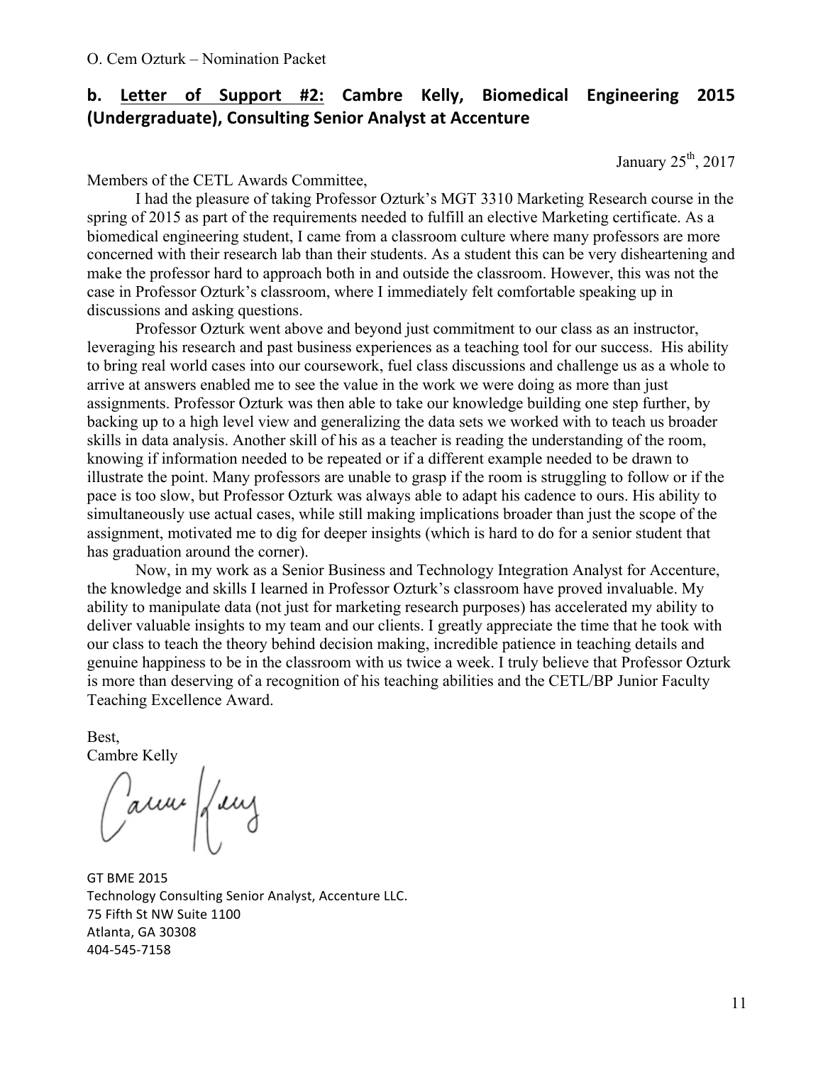## b. Letter of Support #2: Cambre Kelly, Biomedical Engineering 2015 (Undergraduate), Consulting Senior Analyst at Accenture

January 25th, 2017

Members of the CETL Awards Committee,

I had the pleasure of taking Professor Ozturk's MGT 3310 Marketing Research course in the spring of 2015 as part of the requirements needed to fulfill an elective Marketing certificate. As a biomedical engineering student, I came from a classroom culture where many professors are more concerned with their research lab than their students. As a student this can be very disheartening and make the professor hard to approach both in and outside the classroom. However, this was not the case in Professor Ozturk's classroom, where I immediately felt comfortable speaking up in discussions and asking questions.

Professor Ozturk went above and beyond just commitment to our class as an instructor, leveraging his research and past business experiences as a teaching tool for our success. His ability to bring real world cases into our coursework, fuel class discussions and challenge us as a whole to arrive at answers enabled me to see the value in the work we were doing as more than just assignments. Professor Ozturk was then able to take our knowledge building one step further, by backing up to a high level view and generalizing the data sets we worked with to teach us broader skills in data analysis. Another skill of his as a teacher is reading the understanding of the room, knowing if information needed to be repeated or if a different example needed to be drawn to illustrate the point. Many professors are unable to grasp if the room is struggling to follow or if the pace is too slow, but Professor Ozturk was always able to adapt his cadence to ours. His ability to simultaneously use actual cases, while still making implications broader than just the scope of the assignment, motivated me to dig for deeper insights (which is hard to do for a senior student that has graduation around the corner).

Now, in my work as a Senior Business and Technology Integration Analyst for Accenture, the knowledge and skills I learned in Professor Ozturk's classroom have proved invaluable. My ability to manipulate data (not just for marketing research purposes) has accelerated my ability to deliver valuable insights to my team and our clients. I greatly appreciate the time that he took with our class to teach the theory behind decision making, incredible patience in teaching details and genuine happiness to be in the classroom with us twice a week. I truly believe that Professor Ozturk is more than deserving of a recognition of his teaching abilities and the CETL/BP Junior Faculty Teaching Excellence Award.

Best,
Cambre Kelly

GT BME 2015
Technology Consulting Senior Analyst, Accenture LLC.
75 Fifth St NW Suite 1100
Atlanta, GA 30308
404-545-7158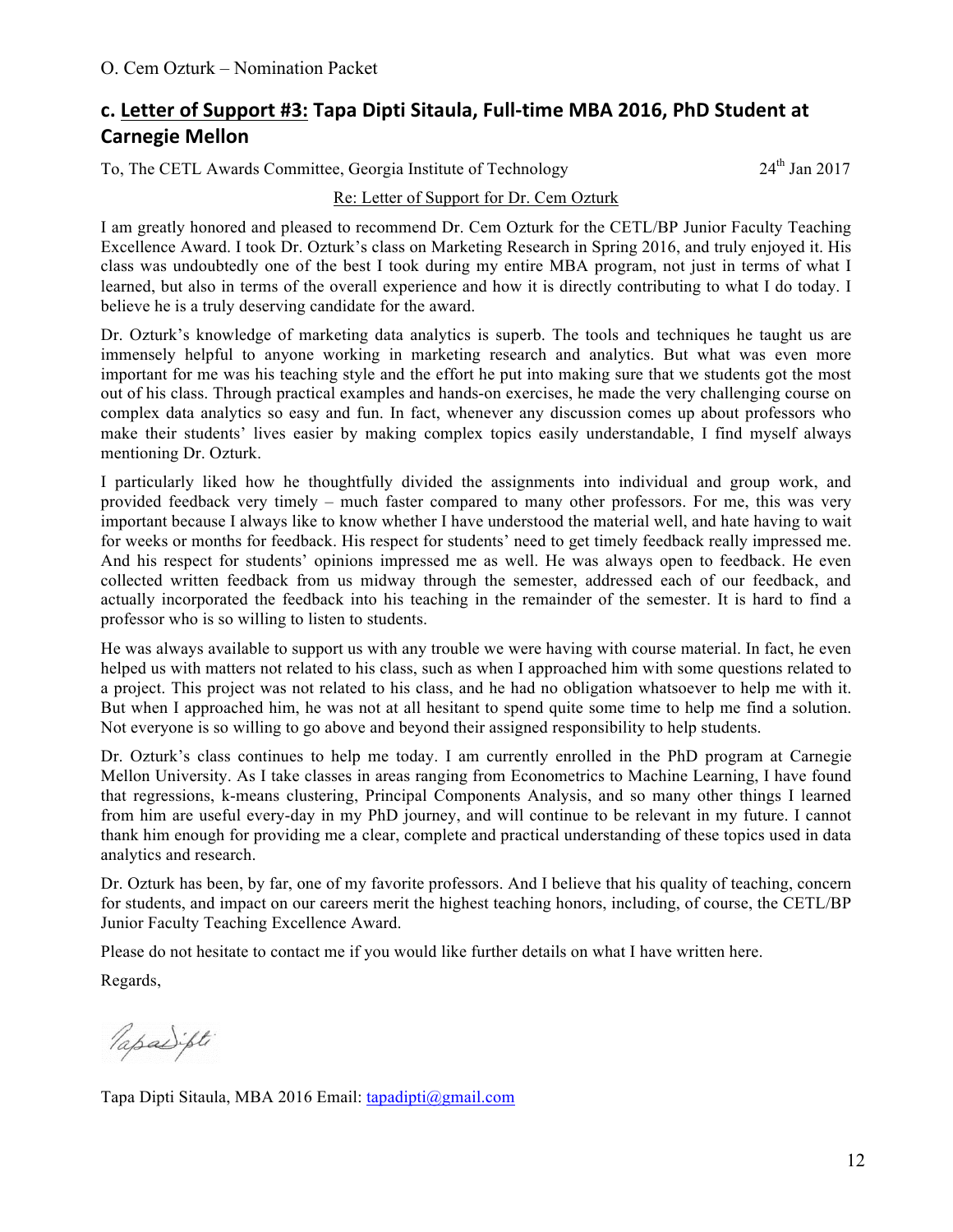## c. Letter of Support #3: Tapa Dipti Sitaula, Full-time MBA 2016, PhD Student at Carnegie Mellon

To, The CETL Awards Committee, Georgia Institute of Technology 24th Jan 2017

Re: Letter of Support for Dr. Cem Ozturk

I am greatly honored and pleased to recommend Dr. Cem Ozturk for the CETL/BP Junior Faculty Teaching Excellence Award. I took Dr. Ozturk's class on Marketing Research in Spring 2016, and truly enjoyed it. His class was undoubtedly one of the best I took during my entire MBA program, not just in terms of what I learned, but also in terms of the overall experience and how it is directly contributing to what I do today. I believe he is a truly deserving candidate for the award.

Dr. Ozturk's knowledge of marketing data analytics is superb. The tools and techniques he taught us are immensely helpful to anyone working in marketing research and analytics. But what was even more important for me was his teaching style and the effort he put into making sure that we students got the most out of his class. Through practical examples and hands-on exercises, he made the very challenging course on complex data analytics so easy and fun. In fact, whenever any discussion comes up about professors who make their students' lives easier by making complex topics easily understandable, I find myself always mentioning Dr. Ozturk.

I particularly liked how he thoughtfully divided the assignments into individual and group work, and provided feedback very timely – much faster compared to many other professors. For me, this was very important because I always like to know whether I have understood the material well, and hate having to wait for weeks or months for feedback. His respect for students' need to get timely feedback really impressed me. And his respect for students' opinions impressed me as well. He was always open to feedback. He even collected written feedback from us midway through the semester, addressed each of our feedback, and actually incorporated the feedback into his teaching in the remainder of the semester. It is hard to find a professor who is so willing to listen to students.

He was always available to support us with any trouble we were having with course material. In fact, he even helped us with matters not related to his class, such as when I approached him with some questions related to a project. This project was not related to his class, and he had no obligation whatsoever to help me with it. But when I approached him, he was not at all hesitant to spend quite some time to help me find a solution. Not everyone is so willing to go above and beyond their assigned responsibility to help students.

Dr. Ozturk's class continues to help me today. I am currently enrolled in the PhD program at Carnegie Mellon University. As I take classes in areas ranging from Econometrics to Machine Learning, I have found that regressions, k-means clustering, Principal Components Analysis, and so many other things I learned from him are useful every-day in my PhD journey, and will continue to be relevant in my future. I cannot thank him enough for providing me a clear, complete and practical understanding of these topics used in data analytics and research.

Dr. Ozturk has been, by far, one of my favorite professors. And I believe that his quality of teaching, concern for students, and impact on our careers merit the highest teaching honors, including, of course, the CETL/BP Junior Faculty Teaching Excellence Award.

Please do not hesitate to contact me if you would like further details on what I have written here.

Regards,

TapaDipti

Tapa Dipti Sitaula, MBA 2016 Email: tapadipti@gmail.com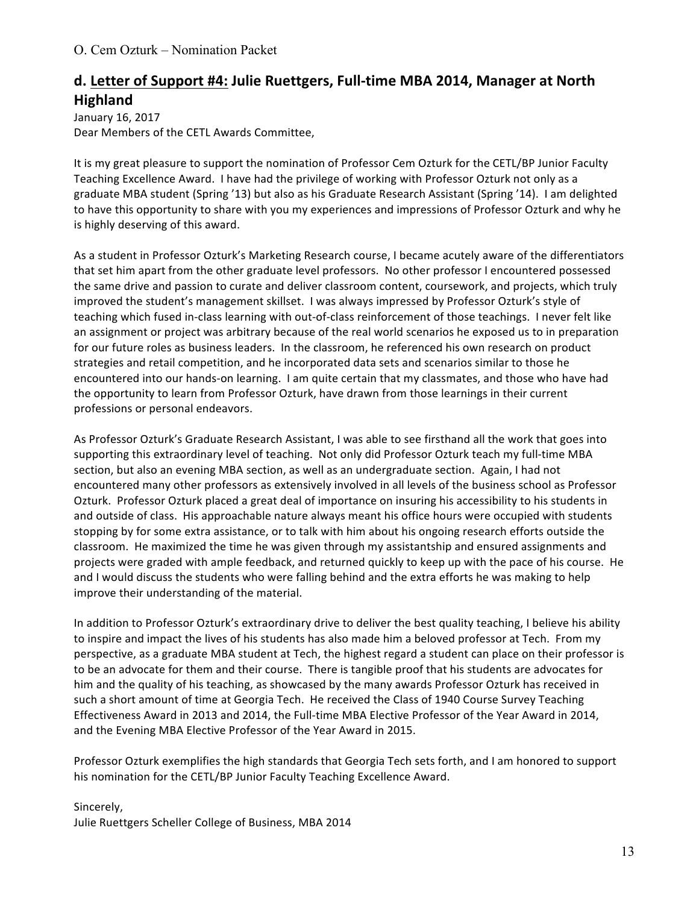## d. Letter of Support #4: Julie Ruettgers, Full-time MBA 2014, Manager at North Highland

January 16, 2017

Dear Members of the CETL Awards Committee,

It is my great pleasure to support the nomination of Professor Cem Ozturk for the CETL/BP Junior Faculty Teaching Excellence Award. I have had the privilege of working with Professor Ozturk not only as a graduate MBA student (Spring '13) but also as his Graduate Research Assistant (Spring '14). I am delighted to have this opportunity to share with you my experiences and impressions of Professor Ozturk and why he is highly deserving of this award.

As a student in Professor Ozturk's Marketing Research course, I became acutely aware of the differentiators that set him apart from the other graduate level professors. No other professor I encountered possessed the same drive and passion to curate and deliver classroom content, coursework, and projects, which truly improved the student's management skillset. I was always impressed by Professor Ozturk's style of teaching which fused in-class learning with out-of-class reinforcement of those teachings. I never felt like an assignment or project was arbitrary because of the real world scenarios he exposed us to in preparation for our future roles as business leaders. In the classroom, he referenced his own research on product strategies and retail competition, and he incorporated data sets and scenarios similar to those he encountered into our hands-on learning. I am quite certain that my classmates, and those who have had the opportunity to learn from Professor Ozturk, have drawn from those learnings in their current professions or personal endeavors.

As Professor Ozturk's Graduate Research Assistant, I was able to see firsthand all the work that goes into supporting this extraordinary level of teaching. Not only did Professor Ozturk teach my full-time MBA section, but also an evening MBA section, as well as an undergraduate section. Again, I had not encountered many other professors as extensively involved in all levels of the business school as Professor Ozturk. Professor Ozturk placed a great deal of importance on insuring his accessibility to his students in and outside of class. His approachable nature always meant his office hours were occupied with students stopping by for some extra assistance, or to talk with him about his ongoing research efforts outside the classroom. He maximized the time he was given through my assistantship and ensured assignments and projects were graded with ample feedback, and returned quickly to keep up with the pace of his course. He and I would discuss the students who were falling behind and the extra efforts he was making to help improve their understanding of the material.

In addition to Professor Ozturk's extraordinary drive to deliver the best quality teaching, I believe his ability to inspire and impact the lives of his students has also made him a beloved professor at Tech. From my perspective, as a graduate MBA student at Tech, the highest regard a student can place on their professor is to be an advocate for them and their course. There is tangible proof that his students are advocates for him and the quality of his teaching, as showcased by the many awards Professor Ozturk has received in such a short amount of time at Georgia Tech. He received the Class of 1940 Course Survey Teaching Effectiveness Award in 2013 and 2014, the Full-time MBA Elective Professor of the Year Award in 2014, and the Evening MBA Elective Professor of the Year Award in 2015.

Professor Ozturk exemplifies the high standards that Georgia Tech sets forth, and I am honored to support his nomination for the CETL/BP Junior Faculty Teaching Excellence Award.

Sincerely,

Julie Ruettgers Scheller College of Business, MBA 2014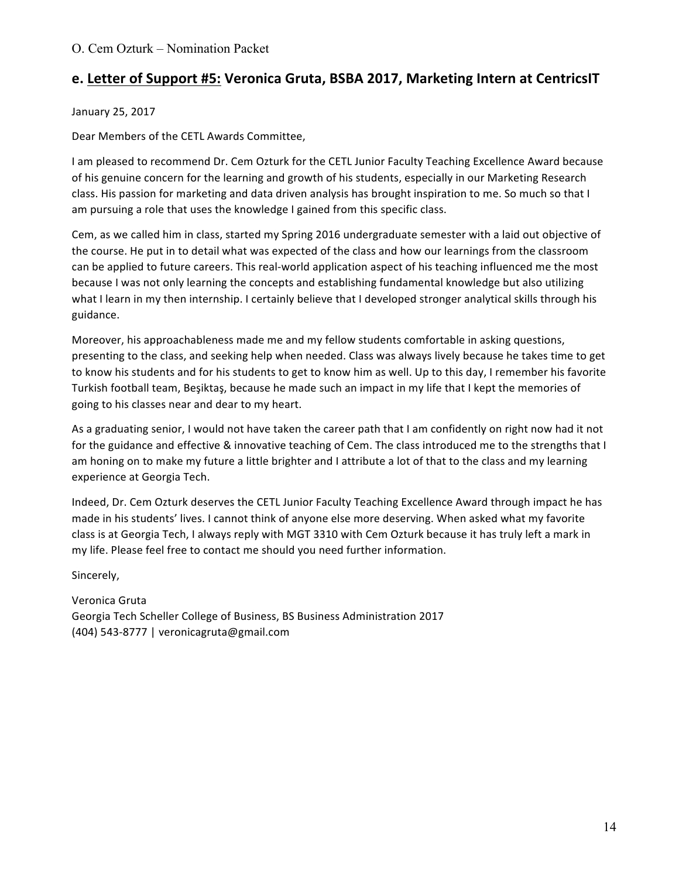## e. Letter of Support #5: Veronica Gruta, BSBA 2017, Marketing Intern at CentricsIT

January 25, 2017

Dear Members of the CETL Awards Committee,

I am pleased to recommend Dr. Cem Ozturk for the CETL Junior Faculty Teaching Excellence Award because of his genuine concern for the learning and growth of his students, especially in our Marketing Research class. His passion for marketing and data driven analysis has brought inspiration to me. So much so that I am pursuing a role that uses the knowledge I gained from this specific class.

Cem, as we called him in class, started my Spring 2016 undergraduate semester with a laid out objective of the course. He put in to detail what was expected of the class and how our learnings from the classroom can be applied to future careers. This real-world application aspect of his teaching influenced me the most because I was not only learning the concepts and establishing fundamental knowledge but also utilizing what I learn in my then internship. I certainly believe that I developed stronger analytical skills through his guidance.

Moreover, his approachableness made me and my fellow students comfortable in asking questions, presenting to the class, and seeking help when needed. Class was always lively because he takes time to get to know his students and for his students to get to know him as well. Up to this day, I remember his favorite Turkish football team, Beşiktaş, because he made such an impact in my life that I kept the memories of going to his classes near and dear to my heart.

As a graduating senior, I would not have taken the career path that I am confidently on right now had it not for the guidance and effective & innovative teaching of Cem. The class introduced me to the strengths that I am honing on to make my future a little brighter and I attribute a lot of that to the class and my learning experience at Georgia Tech.

Indeed, Dr. Cem Ozturk deserves the CETL Junior Faculty Teaching Excellence Award through impact he has made in his students' lives. I cannot think of anyone else more deserving. When asked what my favorite class is at Georgia Tech, I always reply with MGT 3310 with Cem Ozturk because it has truly left a mark in my life. Please feel free to contact me should you need further information.

Sincerely,

Veronica Gruta
Georgia Tech Scheller College of Business, BS Business Administration 2017
(404) 543-8777 | veronicagruta@gmail.com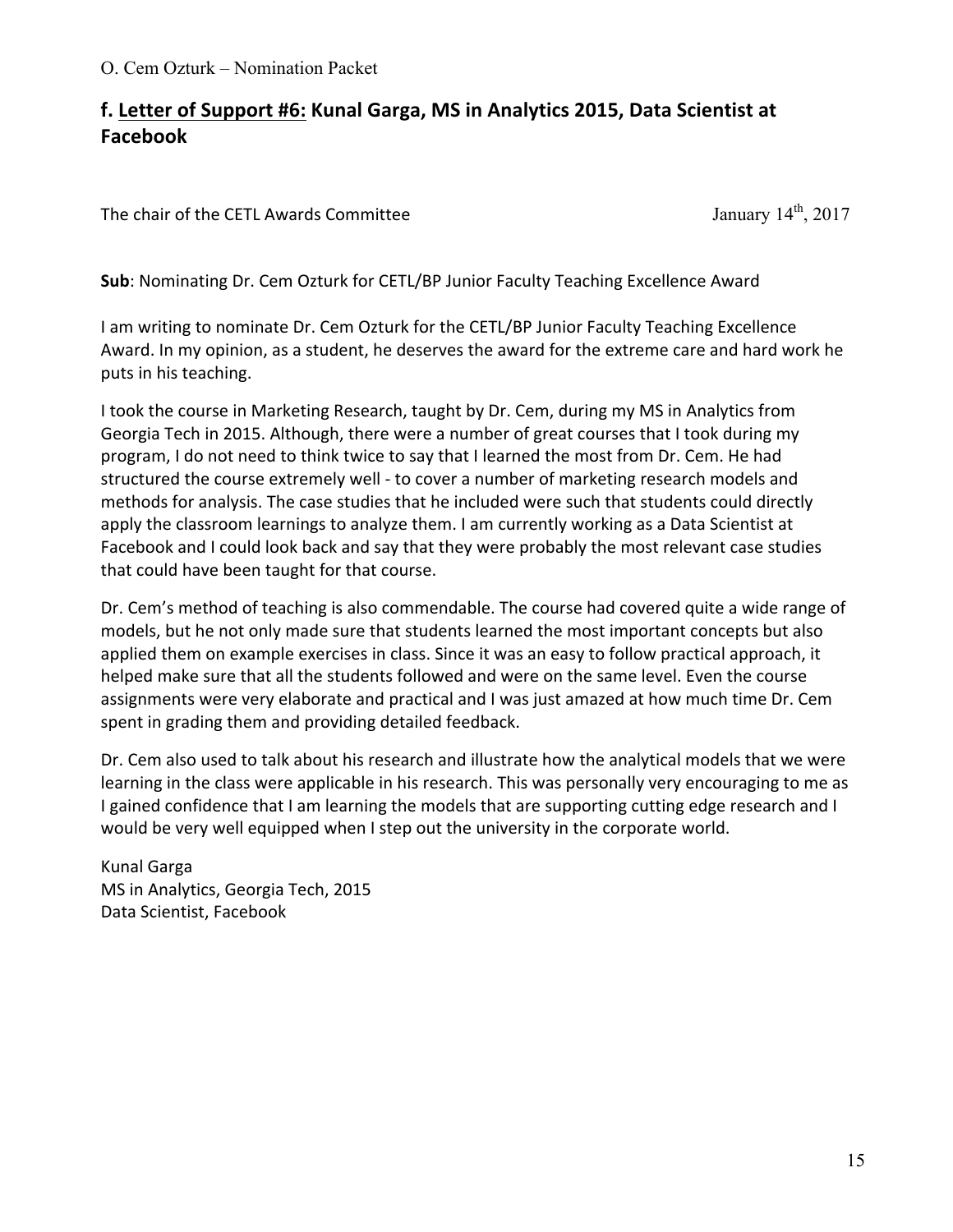## f. <u>Letter of Support #6:</u> Kunal Garga, MS in Analytics 2015, Data Scientist at Facebook

The chair of the CETL Awards Committee

January 14th, 2017

**Sub**: Nominating Dr. Cem Ozturk for CETL/BP Junior Faculty Teaching Excellence Award

I am writing to nominate Dr. Cem Ozturk for the CETL/BP Junior Faculty Teaching Excellence Award. In my opinion, as a student, he deserves the award for the extreme care and hard work he puts in his teaching.

I took the course in Marketing Research, taught by Dr. Cem, during my MS in Analytics from Georgia Tech in 2015. Although, there were a number of great courses that I took during my program, I do not need to think twice to say that I learned the most from Dr. Cem. He had structured the course extremely well - to cover a number of marketing research models and methods for analysis. The case studies that he included were such that students could directly apply the classroom learnings to analyze them. I am currently working as a Data Scientist at Facebook and I could look back and say that they were probably the most relevant case studies that could have been taught for that course.

Dr. Cem's method of teaching is also commendable. The course had covered quite a wide range of models, but he not only made sure that students learned the most important concepts but also applied them on example exercises in class. Since it was an easy to follow practical approach, it helped make sure that all the students followed and were on the same level. Even the course assignments were very elaborate and practical and I was just amazed at how much time Dr. Cem spent in grading them and providing detailed feedback.

Dr. Cem also used to talk about his research and illustrate how the analytical models that we were learning in the class were applicable in his research. This was personally very encouraging to me as I gained confidence that I am learning the models that are supporting cutting edge research and I would be very well equipped when I step out the university in the corporate world.

Kunal Garga
MS in Analytics, Georgia Tech, 2015
Data Scientist, Facebook